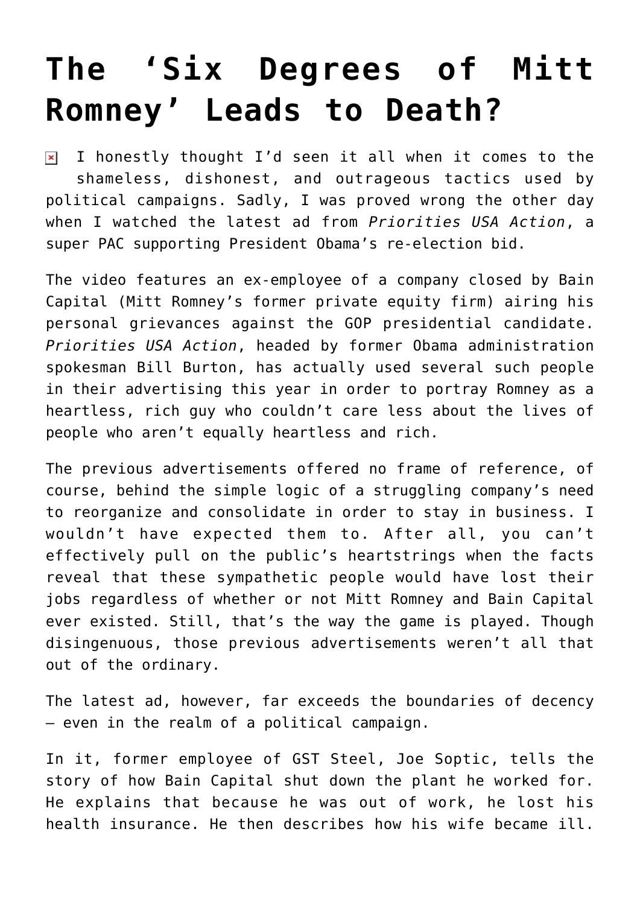# The 'Six Degrees of Mitt Romney' Leads to Death?

I honestly thought I'd seen it all when it comes to the shameless, dishonest, and outrageous tactics used by political campaigns. Sadly, I was proved wrong the other day when I watched the latest ad from *Priorities USA Action*, a super PAC supporting President Obama's re-election bid.

The video features an ex-employee of a company closed by Bain Capital (Mitt Romney's former private equity firm) airing his personal grievances against the GOP presidential candidate. *Priorities USA Action*, headed by former Obama administration spokesman Bill Burton, has actually used several such people in their advertising this year in order to portray Romney as a heartless, rich guy who couldn't care less about the lives of people who aren't equally heartless and rich.

The previous advertisements offered no frame of reference, of course, behind the simple logic of a struggling company's need to reorganize and consolidate in order to stay in business. I wouldn't have expected them to. After all, you can't effectively pull on the public's heartstrings when the facts reveal that these sympathetic people would have lost their jobs regardless of whether or not Mitt Romney and Bain Capital ever existed. Still, that's the way the game is played. Though disingenuous, those previous advertisements weren't all that out of the ordinary.

The latest ad, however, far exceeds the boundaries of decency – even in the realm of a political campaign.

In it, former employee of GST Steel, Joe Soptic, tells the story of how Bain Capital shut down the plant he worked for. He explains that because he was out of work, he lost his health insurance. He then describes how his wife became ill.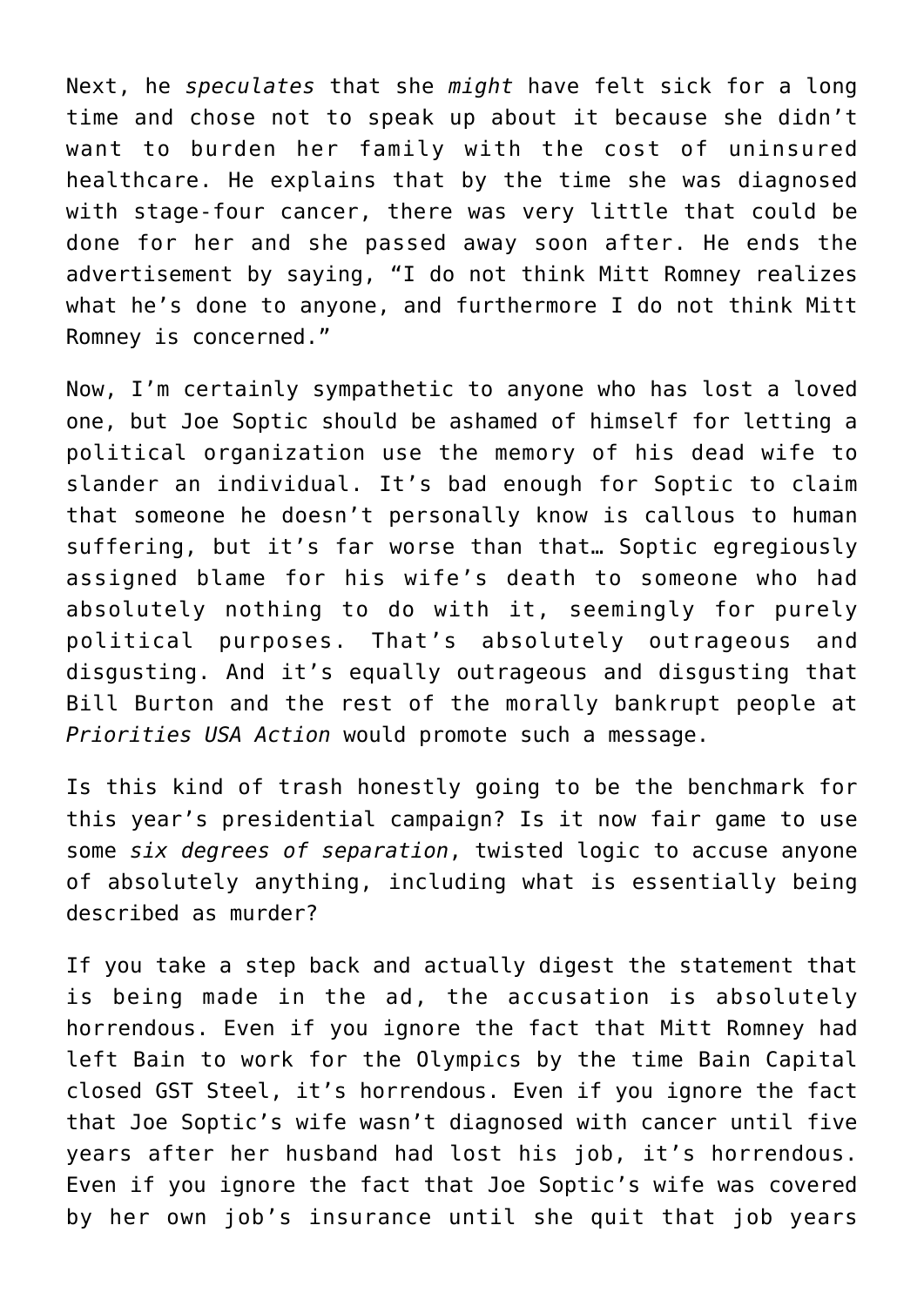Next, he *speculates* that she *might* have felt sick for a long time and chose not to speak up about it because she didn't want to burden her family with the cost of uninsured healthcare. He explains that by the time she was diagnosed with stage-four cancer, there was very little that could be done for her and she passed away soon after. He ends the advertisement by saying, "I do not think Mitt Romney realizes what he's done to anyone, and furthermore I do not think Mitt Romney is concerned."

Now, I'm certainly sympathetic to anyone who has lost a loved one, but Joe Soptic should be ashamed of himself for letting a political organization use the memory of his dead wife to slander an individual. It's bad enough for Soptic to claim that someone he doesn't personally know is callous to human suffering, but it's far worse than that… Soptic egregiously assigned blame for his wife's death to someone who had absolutely nothing to do with it, seemingly for purely political purposes. That's absolutely outrageous and disgusting. And it's equally outrageous and disgusting that Bill Burton and the rest of the morally bankrupt people at *Priorities USA Action* would promote such a message.

Is this kind of trash honestly going to be the benchmark for this year's presidential campaign? Is it now fair game to use some *six degrees of separation*, twisted logic to accuse anyone of absolutely anything, including what is essentially being described as murder?

If you take a step back and actually digest the statement that is being made in the ad, the accusation is absolutely horrendous. Even if you ignore the fact that Mitt Romney had left Bain to work for the Olympics by the time Bain Capital closed GST Steel, it's horrendous. Even if you ignore the fact that Joe Soptic's wife wasn't diagnosed with cancer until five years after her husband had lost his job, it's horrendous. Even if you ignore the fact that Joe Soptic's wife was covered by her own job's insurance until she quit that job years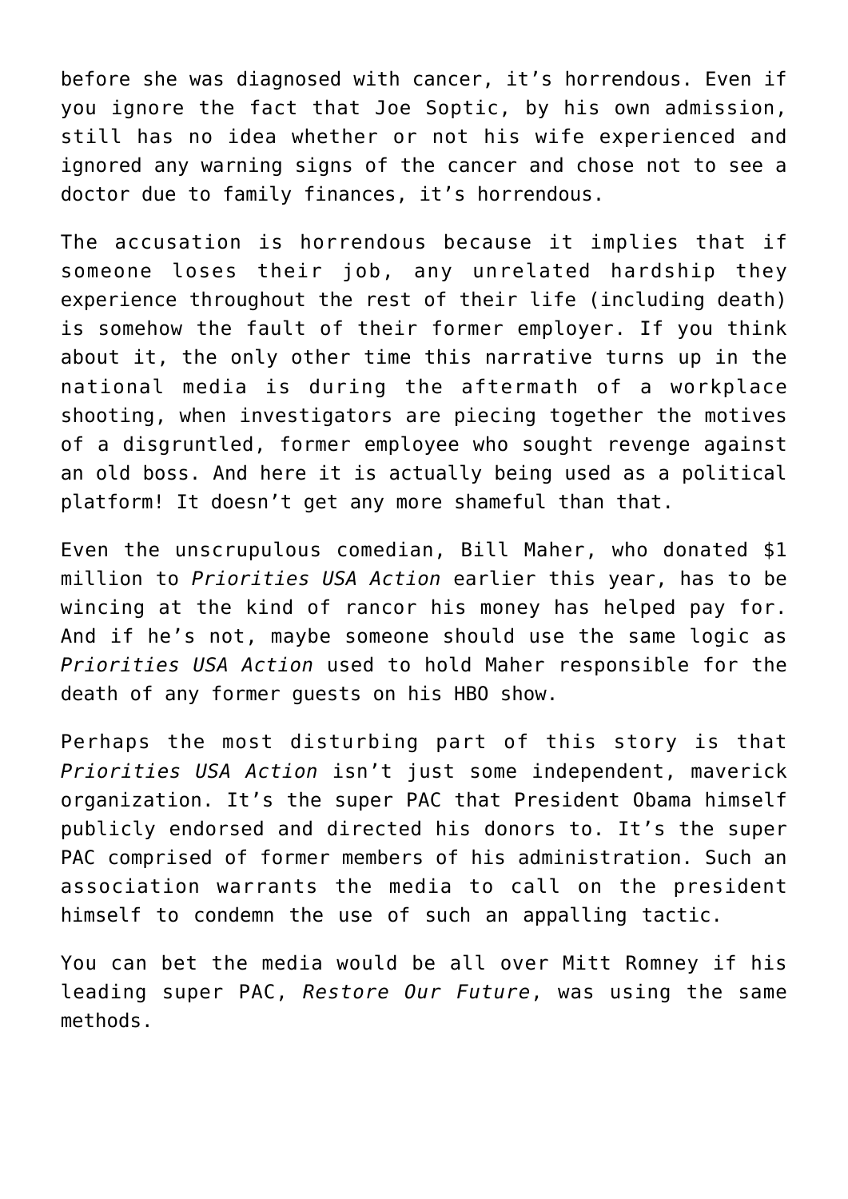before she was diagnosed with cancer, it's horrendous. Even if you ignore the fact that Joe Soptic, by his own admission, still has no idea whether or not his wife experienced and ignored any warning signs of the cancer and chose not to see a doctor due to family finances, it's horrendous.

The accusation is horrendous because it implies that if someone loses their job, any unrelated hardship they experience throughout the rest of their life (including death) is somehow the fault of their former employer. If you think about it, the only other time this narrative turns up in the national media is during the aftermath of a workplace shooting, when investigators are piecing together the motives of a disgruntled, former employee who sought revenge against an old boss. And here it is actually being used as a political platform! It doesn't get any more shameful than that.

Even the unscrupulous comedian, Bill Maher, who donated $1 million to *Priorities USA Action* earlier this year, has to be wincing at the kind of rancor his money has helped pay for. And if he's not, maybe someone should use the same logic as *Priorities USA Action* used to hold Maher responsible for the death of any former guests on his HBO show.

Perhaps the most disturbing part of this story is that *Priorities USA Action* isn't just some independent, maverick organization. It's the super PAC that President Obama himself publicly endorsed and directed his donors to. It's the super PAC comprised of former members of his administration. Such an association warrants the media to call on the president himself to condemn the use of such an appalling tactic.

You can bet the media would be all over Mitt Romney if his leading super PAC, *Restore Our Future*, was using the same methods.